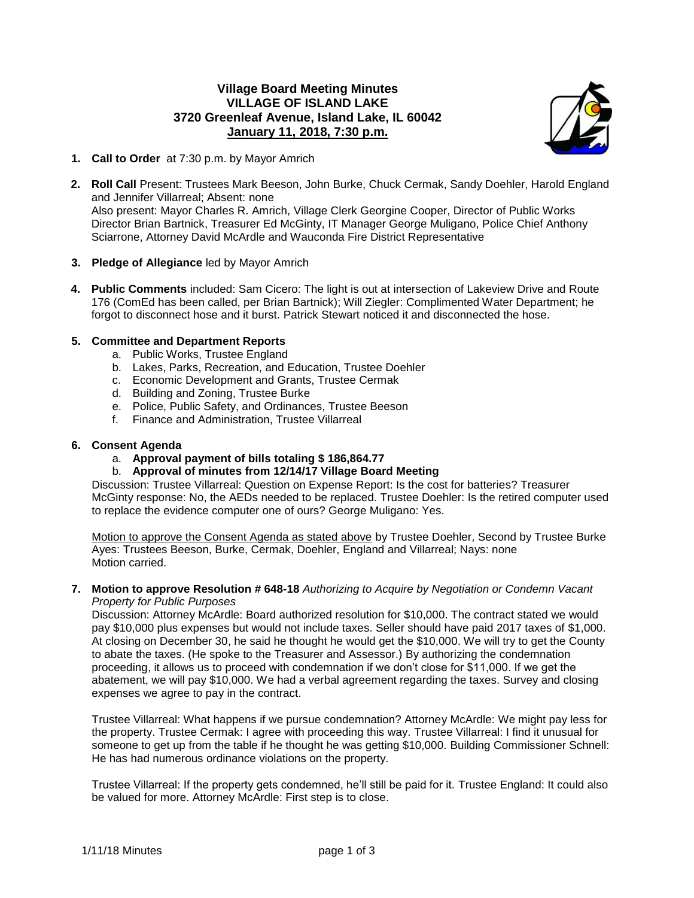# Village Board Meeting Minutes
## VILLAGE OF ISLAND LAKE
## 3720 Greenleaf Avenue, Island Lake, IL 60042
## January 11, 2018, 7:30 p.m.

1. **Call to Order** at 7:30 p.m. by Mayor Amrich

2. **Roll Call** Present: Trustees Mark Beeson, John Burke, Chuck Cermak, Sandy Doehler, Harold England and Jennifer Villarreal; Absent: none
   Also present: Mayor Charles R. Amrich, Village Clerk Georgine Cooper, Director of Public Works Director Brian Bartnick, Treasurer Ed McGinty, IT Manager George Muligano, Police Chief Anthony Sciarrone, Attorney David McArdle and Wauconda Fire District Representative

3. **Pledge of Allegiance** led by Mayor Amrich

4. **Public Comments** included: Sam Cicero: The light is out at intersection of Lakeview Drive and Route 176 (ComEd has been called, per Brian Bartnick); Will Ziegler: Complimented Water Department; he forgot to disconnect hose and it burst. Patrick Stewart noticed it and disconnected the hose.

5. **Committee and Department Reports**
   a. Public Works, Trustee England
   b. Lakes, Parks, Recreation, and Education, Trustee Doehler
   c. Economic Development and Grants, Trustee Cermak
   d. Building and Zoning, Trustee Burke
   e. Police, Public Safety, and Ordinances, Trustee Beeson
   f. Finance and Administration, Trustee Villarreal

6. **Consent Agenda**
   a. **Approval payment of bills totaling $ 186,864.77**
   b. **Approval of minutes from 12/14/17 Village Board Meeting**

   Discussion: Trustee Villarreal: Question on Expense Report: Is the cost for batteries? Treasurer McGinty response: No, the AEDs needed to be replaced. Trustee Doehler: Is the retired computer used to replace the evidence computer one of ours? George Muligano: Yes.

   Motion to approve the Consent Agenda as stated above by Trustee Doehler, Second by Trustee Burke
   Ayes: Trustees Beeson, Burke, Cermak, Doehler, England and Villarreal; Nays: none
   Motion carried.

7. **Motion to approve Resolution # 648-18** *Authorizing to Acquire by Negotiation or Condemn Vacant Property for Public Purposes*

   Discussion: Attorney McArdle: Board authorized resolution for $10,000. The contract stated we would pay $10,000 plus expenses but would not include taxes. Seller should have paid 2017 taxes of $1,000. At closing on December 30, he said he thought he would get the $10,000. We will try to get the County to abate the taxes. (He spoke to the Treasurer and Assessor.) By authorizing the condemnation proceeding, it allows us to proceed with condemnation if we don't close for $11,000. If we get the abatement, we will pay $10,000. We had a verbal agreement regarding the taxes. Survey and closing expenses we agree to pay in the contract.

   Trustee Villarreal: What happens if we pursue condemnation? Attorney McArdle: We might pay less for the property. Trustee Cermak: I agree with proceeding this way. Trustee Villarreal: I find it unusual for someone to get up from the table if he thought he was getting $10,000. Building Commissioner Schnell: He has had numerous ordinance violations on the property.

   Trustee Villarreal: If the property gets condemned, he'll still be paid for it. Trustee England: It could also be valued for more. Attorney McArdle: First step is to close.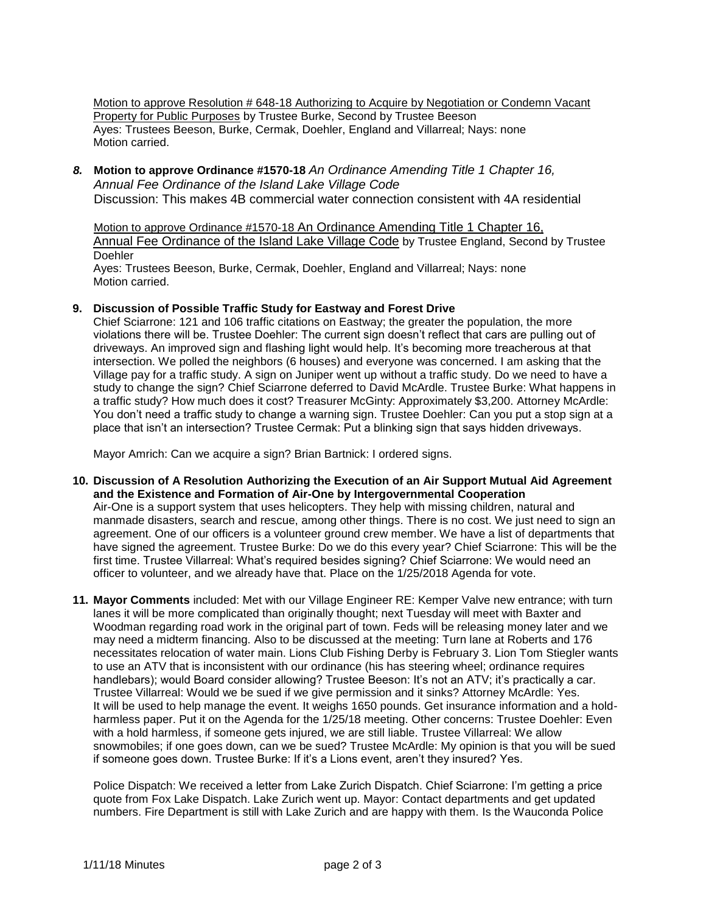Motion to approve Resolution # 648-18 Authorizing to Acquire by Negotiation or Condemn Vacant Property for Public Purposes by Trustee Burke, Second by Trustee Beeson
Ayes: Trustees Beeson, Burke, Cermak, Doehler, England and Villarreal; Nays: none
Motion carried.

***8.*** **Motion to approve Ordinance #1570-18** *An Ordinance Amending Title 1 Chapter 16, Annual Fee Ordinance of the Island Lake Village Code*
Discussion: This makes 4B commercial water connection consistent with 4A residential

Motion to approve Ordinance #1570-18 An Ordinance Amending Title 1 Chapter 16, Annual Fee Ordinance of the Island Lake Village Code by Trustee England, Second by Trustee Doehler
Ayes: Trustees Beeson, Burke, Cermak, Doehler, England and Villarreal; Nays: none
Motion carried.

**9. Discussion of Possible Traffic Study for Eastway and Forest Drive**
Chief Sciarrone: 121 and 106 traffic citations on Eastway; the greater the population, the more violations there will be. Trustee Doehler: The current sign doesn't reflect that cars are pulling out of driveways. An improved sign and flashing light would help. It's becoming more treacherous at that intersection. We polled the neighbors (6 houses) and everyone was concerned. I am asking that the Village pay for a traffic study. A sign on Juniper went up without a traffic study. Do we need to have a study to change the sign? Chief Sciarrone deferred to David McArdle. Trustee Burke: What happens in a traffic study? How much does it cost? Treasurer McGinty: Approximately $3,200. Attorney McArdle: You don't need a traffic study to change a warning sign. Trustee Doehler: Can you put a stop sign at a place that isn't an intersection? Trustee Cermak: Put a blinking sign that says hidden driveways.

Mayor Amrich: Can we acquire a sign? Brian Bartnick: I ordered signs.

**10. Discussion of A Resolution Authorizing the Execution of an Air Support Mutual Aid Agreement and the Existence and Formation of Air-One by Intergovernmental Cooperation**
Air-One is a support system that uses helicopters. They help with missing children, natural and manmade disasters, search and rescue, among other things. There is no cost. We just need to sign an agreement. One of our officers is a volunteer ground crew member. We have a list of departments that have signed the agreement. Trustee Burke: Do we do this every year? Chief Sciarrone: This will be the first time. Trustee Villarreal: What's required besides signing? Chief Sciarrone: We would need an officer to volunteer, and we already have that. Place on the 1/25/2018 Agenda for vote.

**11. Mayor Comments** included: Met with our Village Engineer RE: Kemper Valve new entrance; with turn lanes it will be more complicated than originally thought; next Tuesday will meet with Baxter and Woodman regarding road work in the original part of town. Feds will be releasing money later and we may need a midterm financing. Also to be discussed at the meeting: Turn lane at Roberts and 176 necessitates relocation of water main. Lions Club Fishing Derby is February 3. Lion Tom Stiegler wants to use an ATV that is inconsistent with our ordinance (his has steering wheel; ordinance requires handlebars); would Board consider allowing? Trustee Beeson: It's not an ATV; it's practically a car. Trustee Villarreal: Would we be sued if we give permission and it sinks? Attorney McArdle: Yes. It will be used to help manage the event. It weighs 1650 pounds. Get insurance information and a hold-harmless paper. Put it on the Agenda for the 1/25/18 meeting. Other concerns: Trustee Doehler: Even with a hold harmless, if someone gets injured, we are still liable. Trustee Villarreal: We allow snowmobiles; if one goes down, can we be sued? Trustee McArdle: My opinion is that you will be sued if someone goes down. Trustee Burke: If it's a Lions event, aren't they insured? Yes.

Police Dispatch: We received a letter from Lake Zurich Dispatch. Chief Sciarrone: I'm getting a price quote from Fox Lake Dispatch. Lake Zurich went up. Mayor: Contact departments and get updated numbers. Fire Department is still with Lake Zurich and are happy with them. Is the Wauconda Police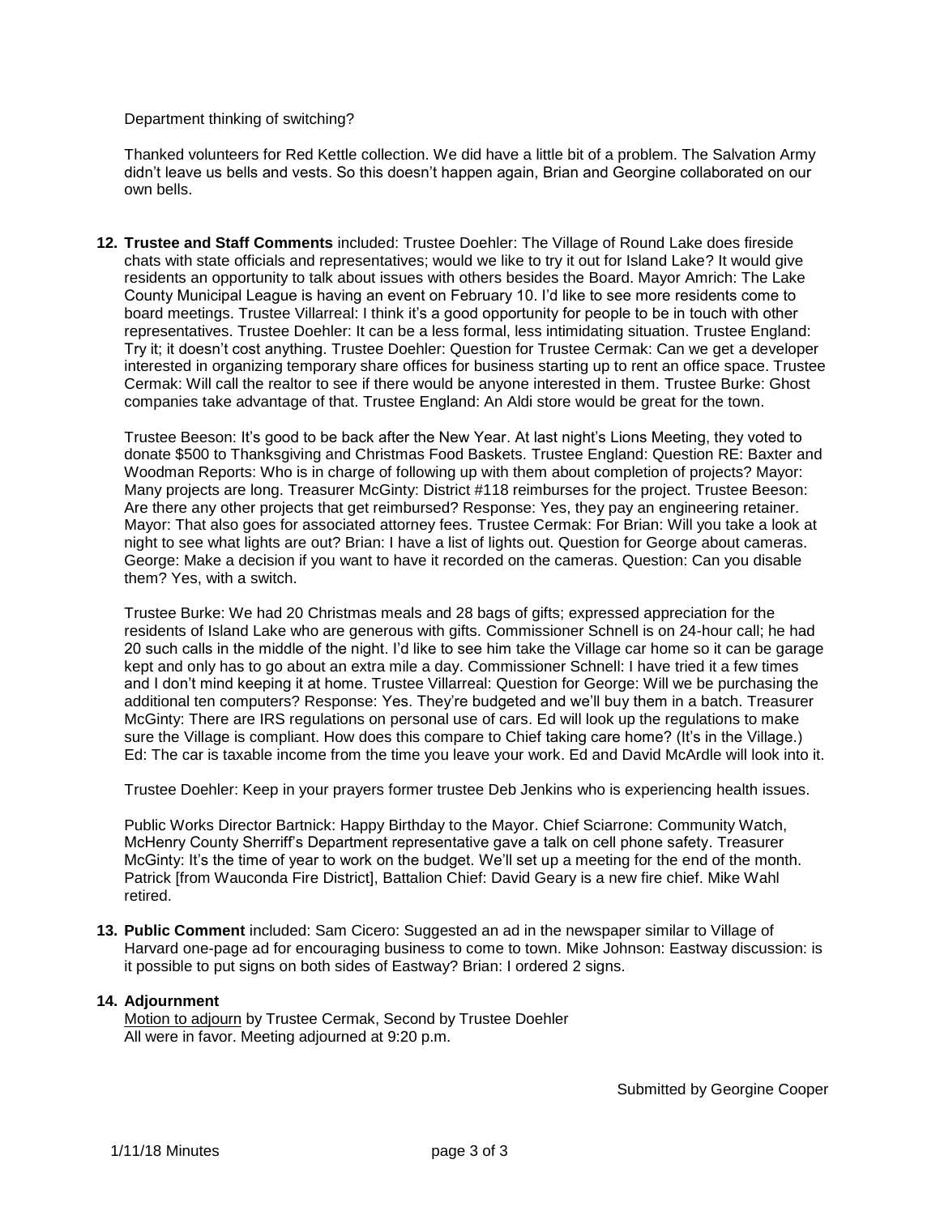Department thinking of switching?

Thanked volunteers for Red Kettle collection. We did have a little bit of a problem. The Salvation Army didn't leave us bells and vests. So this doesn't happen again, Brian and Georgine collaborated on our own bells.

12. **Trustee and Staff Comments** included: Trustee Doehler: The Village of Round Lake does fireside chats with state officials and representatives; would we like to try it out for Island Lake? It would give residents an opportunity to talk about issues with others besides the Board. Mayor Amrich: The Lake County Municipal League is having an event on February 10. I'd like to see more residents come to board meetings. Trustee Villarreal: I think it's a good opportunity for people to be in touch with other representatives. Trustee Doehler: It can be a less formal, less intimidating situation. Trustee England: Try it; it doesn't cost anything. Trustee Doehler: Question for Trustee Cermak: Can we get a developer interested in organizing temporary share offices for business starting up to rent an office space. Trustee Cermak: Will call the realtor to see if there would be anyone interested in them. Trustee Burke: Ghost companies take advantage of that. Trustee England: An Aldi store would be great for the town.

    Trustee Beeson: It's good to be back after the New Year. At last night's Lions Meeting, they voted to donate $500 to Thanksgiving and Christmas Food Baskets. Trustee England: Question RE: Baxter and Woodman Reports: Who is in charge of following up with them about completion of projects? Mayor: Many projects are long. Treasurer McGinty: District #118 reimburses for the project. Trustee Beeson: Are there any other projects that get reimbursed? Response: Yes, they pay an engineering retainer. Mayor: That also goes for associated attorney fees. Trustee Cermak: For Brian: Will you take a look at night to see what lights are out? Brian: I have a list of lights out. Question for George about cameras. George: Make a decision if you want to have it recorded on the cameras. Question: Can you disable them? Yes, with a switch.

    Trustee Burke: We had 20 Christmas meals and 28 bags of gifts; expressed appreciation for the residents of Island Lake who are generous with gifts. Commissioner Schnell is on 24-hour call; he had 20 such calls in the middle of the night. I'd like to see him take the Village car home so it can be garage kept and only has to go about an extra mile a day. Commissioner Schnell: I have tried it a few times and I don't mind keeping it at home. Trustee Villarreal: Question for George: Will we be purchasing the additional ten computers? Response: Yes. They're budgeted and we'll buy them in a batch. Treasurer McGinty: There are IRS regulations on personal use of cars. Ed will look up the regulations to make sure the Village is compliant. How does this compare to Chief taking care home? (It's in the Village.) Ed: The car is taxable income from the time you leave your work. Ed and David McArdle will look into it.

    Trustee Doehler: Keep in your prayers former trustee Deb Jenkins who is experiencing health issues.

    Public Works Director Bartnick: Happy Birthday to the Mayor. Chief Sciarrone: Community Watch, McHenry County Sherriff's Department representative gave a talk on cell phone safety. Treasurer McGinty: It's the time of year to work on the budget. We'll set up a meeting for the end of the month. Patrick [from Wauconda Fire District], Battalion Chief: David Geary is a new fire chief. Mike Wahl retired.

13. **Public Comment** included: Sam Cicero: Suggested an ad in the newspaper similar to Village of Harvard one-page ad for encouraging business to come to town. Mike Johnson: Eastway discussion: is it possible to put signs on both sides of Eastway? Brian: I ordered 2 signs.

14. **Adjournment**
    <u>Motion to adjourn</u> by Trustee Cermak, Second by Trustee Doehler
    All were in favor. Meeting adjourned at 9:20 p.m.

Submitted by Georgine Cooper